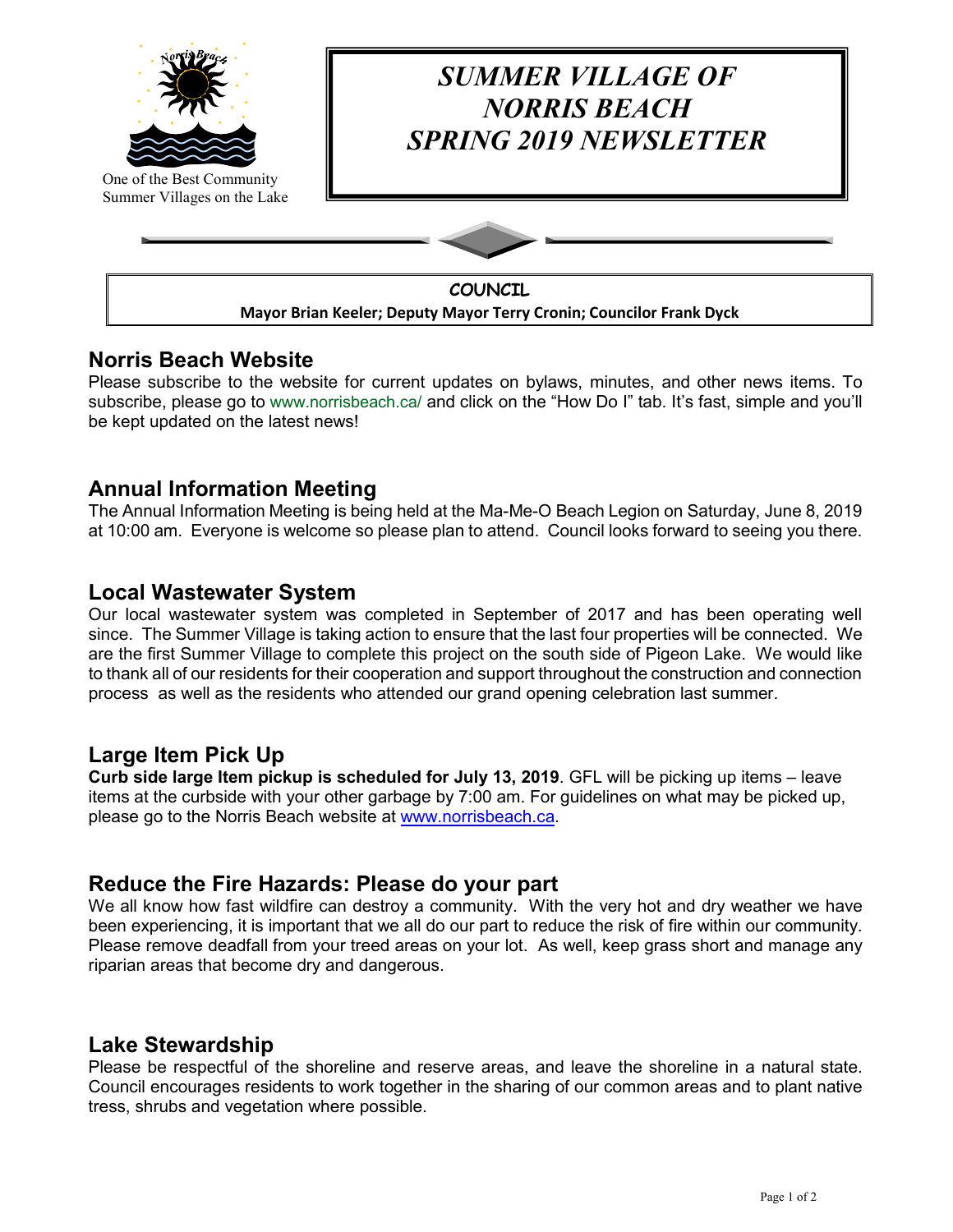One of the Best Community Summer Villages on the Lake

# *SUMMER VILLAGE OF NORRIS BEACH SPRING 2019 NEWSLETTER*

**COUNCIL**

**Mayor Brian Keeler; Deputy Mayor Terry Cronin; Councilor Frank Dyck**

## Norris Beach Website

Please subscribe to the website for current updates on bylaws, minutes, and other news items. To subscribe, please go to www.norrisbeach.ca/ and click on the "How Do I" tab. It's fast, simple and you'll be kept updated on the latest news!

## Annual Information Meeting

The Annual Information Meeting is being held at the Ma-Me-O Beach Legion on Saturday, June 8, 2019 at 10:00 am. Everyone is welcome so please plan to attend. Council looks forward to seeing you there.

## Local Wastewater System

Our local wastewater system was completed in September of 2017 and has been operating well since. The Summer Village is taking action to ensure that the last four properties will be connected. We are the first Summer Village to complete this project on the south side of Pigeon Lake. We would like to thank all of our residents for their cooperation and support throughout the construction and connection process as well as the residents who attended our grand opening celebration last summer.

## Large Item Pick Up

**Curb side large Item pickup is scheduled for July 13, 2019**. GFL will be picking up items – leave items at the curbside with your other garbage by 7:00 am. For guidelines on what may be picked up, please go to the Norris Beach website at [www.norrisbeach.ca](www.norrisbeach.ca).

## Reduce the Fire Hazards: Please do your part

We all know how fast wildfire can destroy a community. With the very hot and dry weather we have been experiencing, it is important that we all do our part to reduce the risk of fire within our community. Please remove deadfall from your treed areas on your lot. As well, keep grass short and manage any riparian areas that become dry and dangerous.

## Lake Stewardship

Please be respectful of the shoreline and reserve areas, and leave the shoreline in a natural state. Council encourages residents to work together in the sharing of our common areas and to plant native tress, shrubs and vegetation where possible.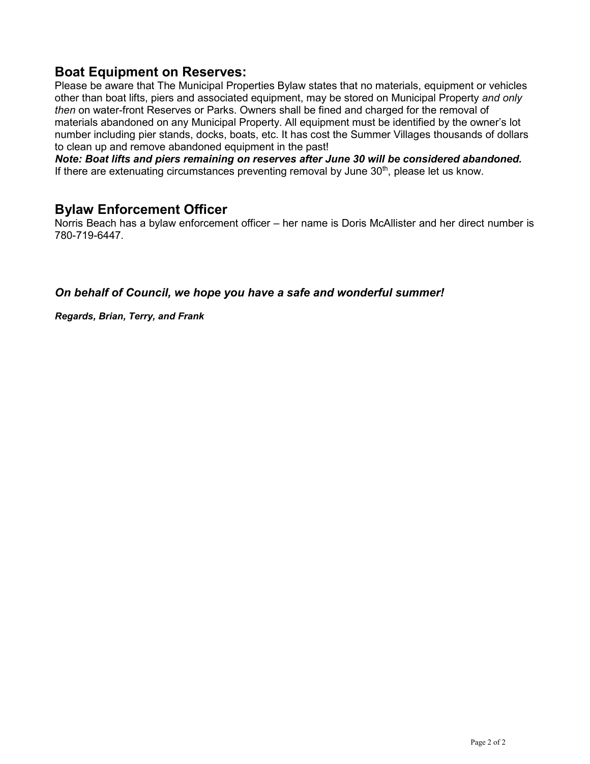## Boat Equipment on Reserves:

Please be aware that The Municipal Properties Bylaw states that no materials, equipment or vehicles other than boat lifts, piers and associated equipment, may be stored on Municipal Property *and only then* on water-front Reserves or Parks. Owners shall be fined and charged for the removal of materials abandoned on any Municipal Property. All equipment must be identified by the owner's lot number including pier stands, docks, boats, etc. It has cost the Summer Villages thousands of dollars to clean up and remove abandoned equipment in the past!

***Note: Boat lifts and piers remaining on reserves after June 30 will be considered abandoned.*** If there are extenuating circumstances preventing removal by June 30th, please let us know.

## Bylaw Enforcement Officer

Norris Beach has a bylaw enforcement officer – her name is Doris McAllister and her direct number is 780-719-6447.

***On behalf of Council, we hope you have a safe and wonderful summer!***

***Regards, Brian, Terry, and Frank***